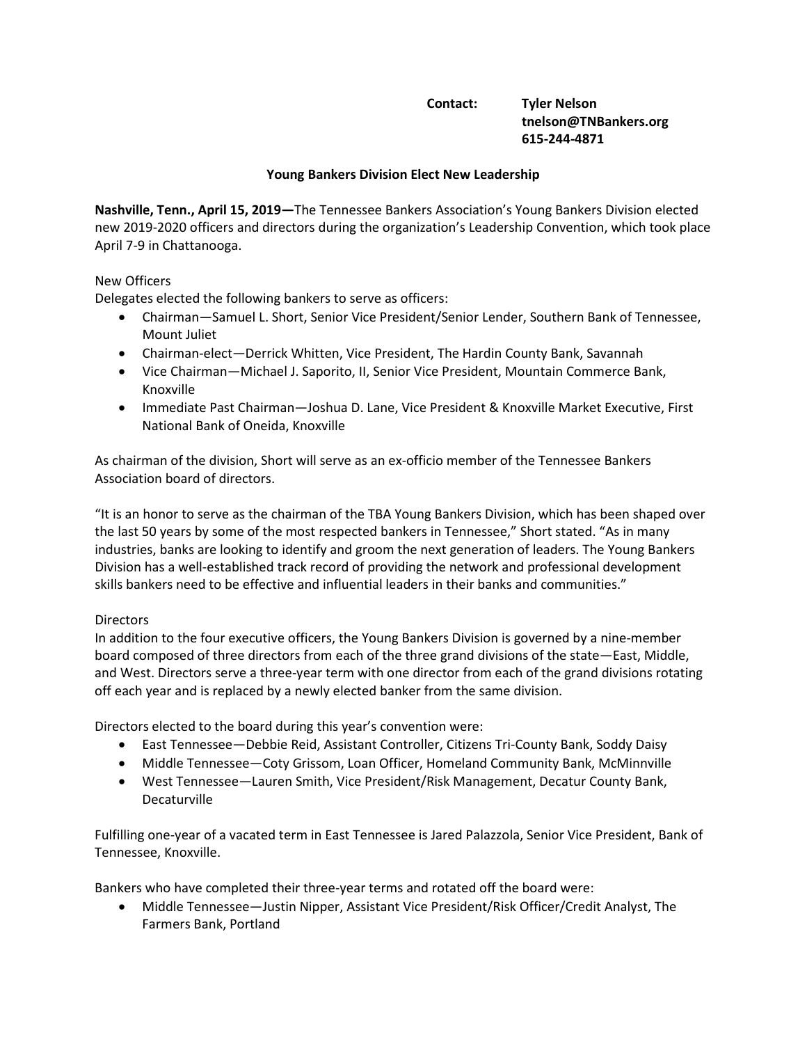**Contact:** **Tyler Nelson**
**tnelson@TNBankers.org**
**615-244-4871**

**Young Bankers Division Elect New Leadership**

**Nashville, Tenn., April 15, 2019—**The Tennessee Bankers Association's Young Bankers Division elected new 2019-2020 officers and directors during the organization's Leadership Convention, which took place April 7-9 in Chattanooga.

New Officers

Delegates elected the following bankers to serve as officers:

- Chairman—Samuel L. Short, Senior Vice President/Senior Lender, Southern Bank of Tennessee, Mount Juliet
- Chairman-elect—Derrick Whitten, Vice President, The Hardin County Bank, Savannah
- Vice Chairman—Michael J. Saporito, II, Senior Vice President, Mountain Commerce Bank, Knoxville
- Immediate Past Chairman—Joshua D. Lane, Vice President & Knoxville Market Executive, First National Bank of Oneida, Knoxville

As chairman of the division, Short will serve as an ex-officio member of the Tennessee Bankers Association board of directors.

"It is an honor to serve as the chairman of the TBA Young Bankers Division, which has been shaped over the last 50 years by some of the most respected bankers in Tennessee," Short stated. "As in many industries, banks are looking to identify and groom the next generation of leaders. The Young Bankers Division has a well-established track record of providing the network and professional development skills bankers need to be effective and influential leaders in their banks and communities."

Directors

In addition to the four executive officers, the Young Bankers Division is governed by a nine-member board composed of three directors from each of the three grand divisions of the state—East, Middle, and West. Directors serve a three-year term with one director from each of the grand divisions rotating off each year and is replaced by a newly elected banker from the same division.

Directors elected to the board during this year's convention were:

- East Tennessee—Debbie Reid, Assistant Controller, Citizens Tri-County Bank, Soddy Daisy
- Middle Tennessee—Coty Grissom, Loan Officer, Homeland Community Bank, McMinnville
- West Tennessee—Lauren Smith, Vice President/Risk Management, Decatur County Bank, Decaturville

Fulfilling one-year of a vacated term in East Tennessee is Jared Palazzola, Senior Vice President, Bank of Tennessee, Knoxville.

Bankers who have completed their three-year terms and rotated off the board were:

- Middle Tennessee—Justin Nipper, Assistant Vice President/Risk Officer/Credit Analyst, The Farmers Bank, Portland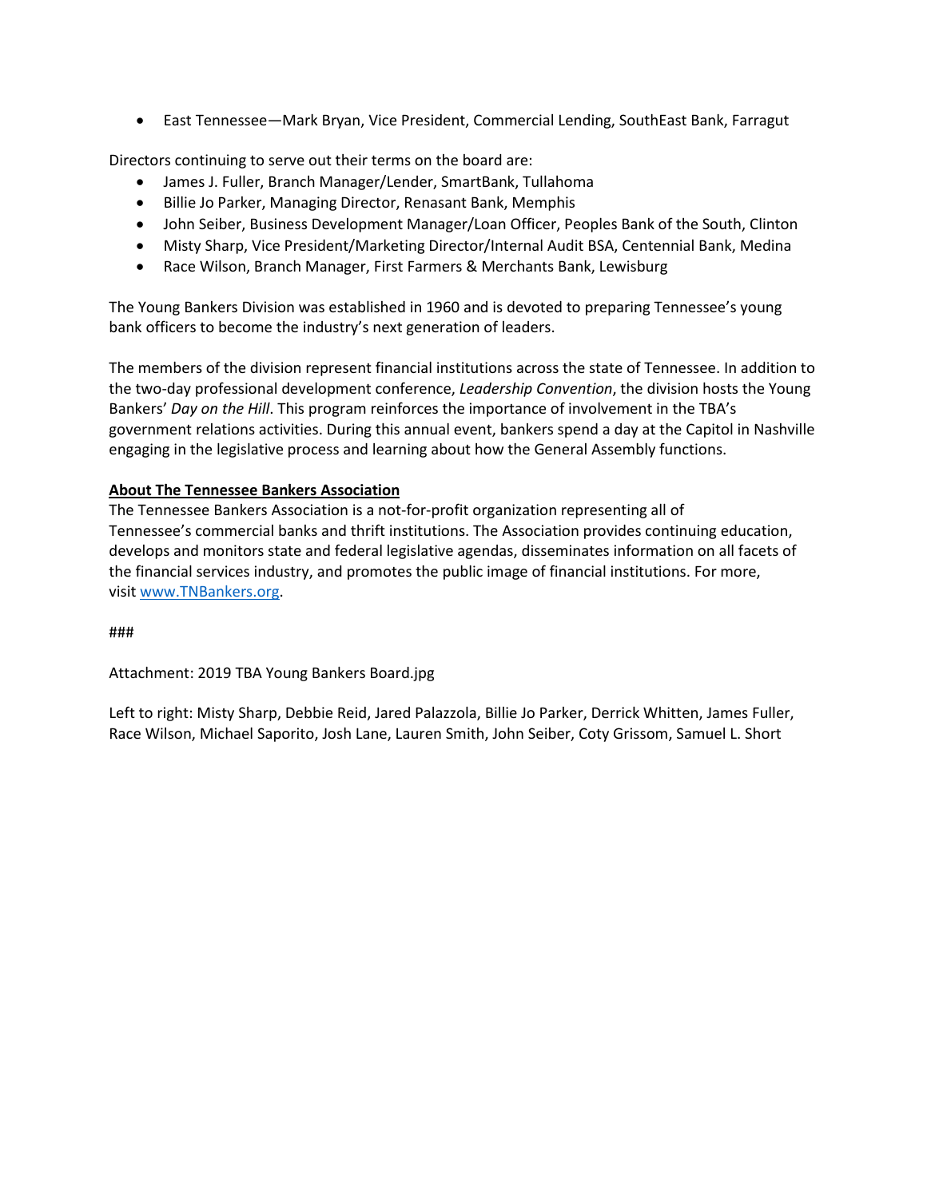- East Tennessee—Mark Bryan, Vice President, Commercial Lending, SouthEast Bank, Farragut

Directors continuing to serve out their terms on the board are:

- James J. Fuller, Branch Manager/Lender, SmartBank, Tullahoma
- Billie Jo Parker, Managing Director, Renasant Bank, Memphis
- John Seiber, Business Development Manager/Loan Officer, Peoples Bank of the South, Clinton
- Misty Sharp, Vice President/Marketing Director/Internal Audit BSA, Centennial Bank, Medina
- Race Wilson, Branch Manager, First Farmers & Merchants Bank, Lewisburg

The Young Bankers Division was established in 1960 and is devoted to preparing Tennessee's young bank officers to become the industry's next generation of leaders.

The members of the division represent financial institutions across the state of Tennessee. In addition to the two-day professional development conference, *Leadership Convention*, the division hosts the Young Bankers' *Day on the Hill*. This program reinforces the importance of involvement in the TBA's government relations activities. During this annual event, bankers spend a day at the Capitol in Nashville engaging in the legislative process and learning about how the General Assembly functions.

**About The Tennessee Bankers Association**

The Tennessee Bankers Association is a not-for-profit organization representing all of Tennessee's commercial banks and thrift institutions. The Association provides continuing education, develops and monitors state and federal legislative agendas, disseminates information on all facets of the financial services industry, and promotes the public image of financial institutions. For more, visit www.TNBankers.org.

###

Attachment: 2019 TBA Young Bankers Board.jpg

Left to right: Misty Sharp, Debbie Reid, Jared Palazzola, Billie Jo Parker, Derrick Whitten, James Fuller, Race Wilson, Michael Saporito, Josh Lane, Lauren Smith, John Seiber, Coty Grissom, Samuel L. Short